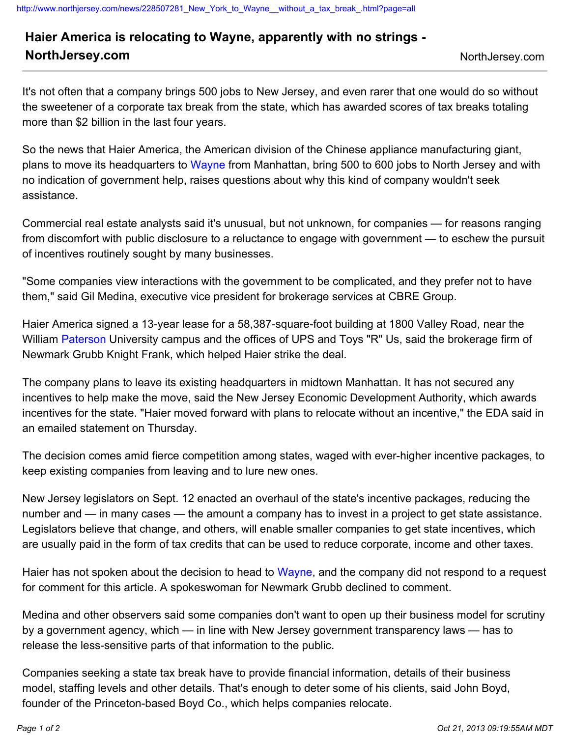# Haier America is relocating to Wayne, apparently with no strings - NorthJersey.com

It's not often that a company brings 500 jobs to New Jersey, and even rarer that one would do so without the sweetener of a corporate tax break from the state, which has awarded scores of tax breaks totaling more than $2 billion in the last four years.

So the news that Haier America, the American division of the Chinese appliance manufacturing giant, plans to move its headquarters to Wayne from Manhattan, bring 500 to 600 jobs to North Jersey and with no indication of government help, raises questions about why this kind of company wouldn't seek assistance.

Commercial real estate analysts said it's unusual, but not unknown, for companies — for reasons ranging from discomfort with public disclosure to a reluctance to engage with government — to eschew the pursuit of incentives routinely sought by many businesses.

"Some companies view interactions with the government to be complicated, and they prefer not to have them," said Gil Medina, executive vice president for brokerage services at CBRE Group.

Haier America signed a 13-year lease for a 58,387-square-foot building at 1800 Valley Road, near the William Paterson University campus and the offices of UPS and Toys "R" Us, said the brokerage firm of Newmark Grubb Knight Frank, which helped Haier strike the deal.

The company plans to leave its existing headquarters in midtown Manhattan. It has not secured any incentives to help make the move, said the New Jersey Economic Development Authority, which awards incentives for the state. "Haier moved forward with plans to relocate without an incentive," the EDA said in an emailed statement on Thursday.

The decision comes amid fierce competition among states, waged with ever-higher incentive packages, to keep existing companies from leaving and to lure new ones.

New Jersey legislators on Sept. 12 enacted an overhaul of the state's incentive packages, reducing the number and — in many cases — the amount a company has to invest in a project to get state assistance. Legislators believe that change, and others, will enable smaller companies to get state incentives, which are usually paid in the form of tax credits that can be used to reduce corporate, income and other taxes.

Haier has not spoken about the decision to head to Wayne, and the company did not respond to a request for comment for this article. A spokeswoman for Newmark Grubb declined to comment.

Medina and other observers said some companies don't want to open up their business model for scrutiny by a government agency, which — in line with New Jersey government transparency laws — has to release the less-sensitive parts of that information to the public.

Companies seeking a state tax break have to provide financial information, details of their business model, staffing levels and other details. That's enough to deter some of his clients, said John Boyd, founder of the Princeton-based Boyd Co., which helps companies relocate.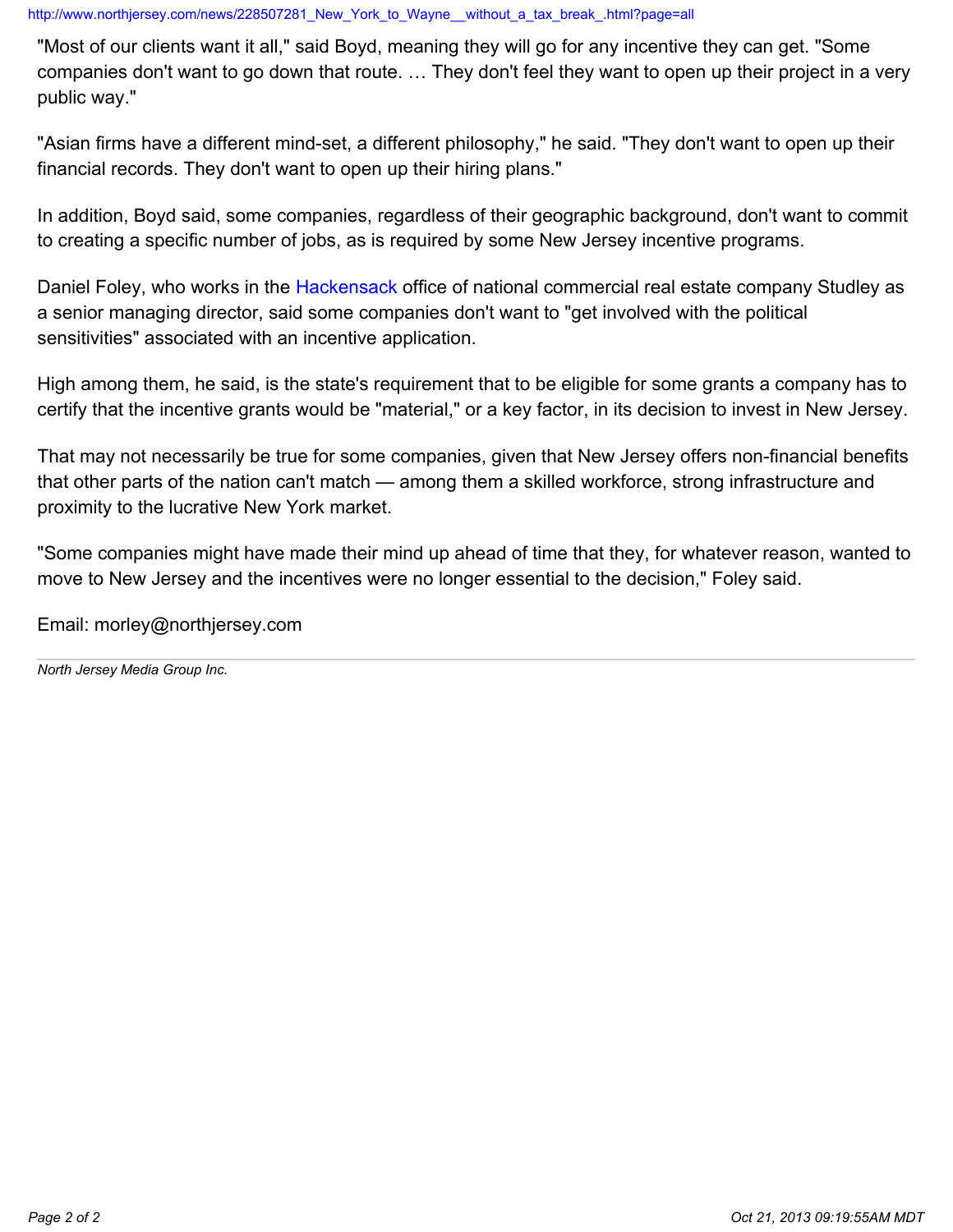"Most of our clients want it all," said Boyd, meaning they will go for any incentive they can get. "Some companies don't want to go down that route. … They don't feel they want to open up their project in a very public way."

"Asian firms have a different mind-set, a different philosophy," he said. "They don't want to open up their financial records. They don't want to open up their hiring plans."

In addition, Boyd said, some companies, regardless of their geographic background, don't want to commit to creating a specific number of jobs, as is required by some New Jersey incentive programs.

Daniel Foley, who works in the Hackensack office of national commercial real estate company Studley as a senior managing director, said some companies don't want to "get involved with the political sensitivities" associated with an incentive application.

High among them, he said, is the state's requirement that to be eligible for some grants a company has to certify that the incentive grants would be "material," or a key factor, in its decision to invest in New Jersey.

That may not necessarily be true for some companies, given that New Jersey offers non-financial benefits that other parts of the nation can't match — among them a skilled workforce, strong infrastructure and proximity to the lucrative New York market.

"Some companies might have made their mind up ahead of time that they, for whatever reason, wanted to move to New Jersey and the incentives were no longer essential to the decision," Foley said.

Email: morley@northjersey.com

*North Jersey Media Group Inc.*